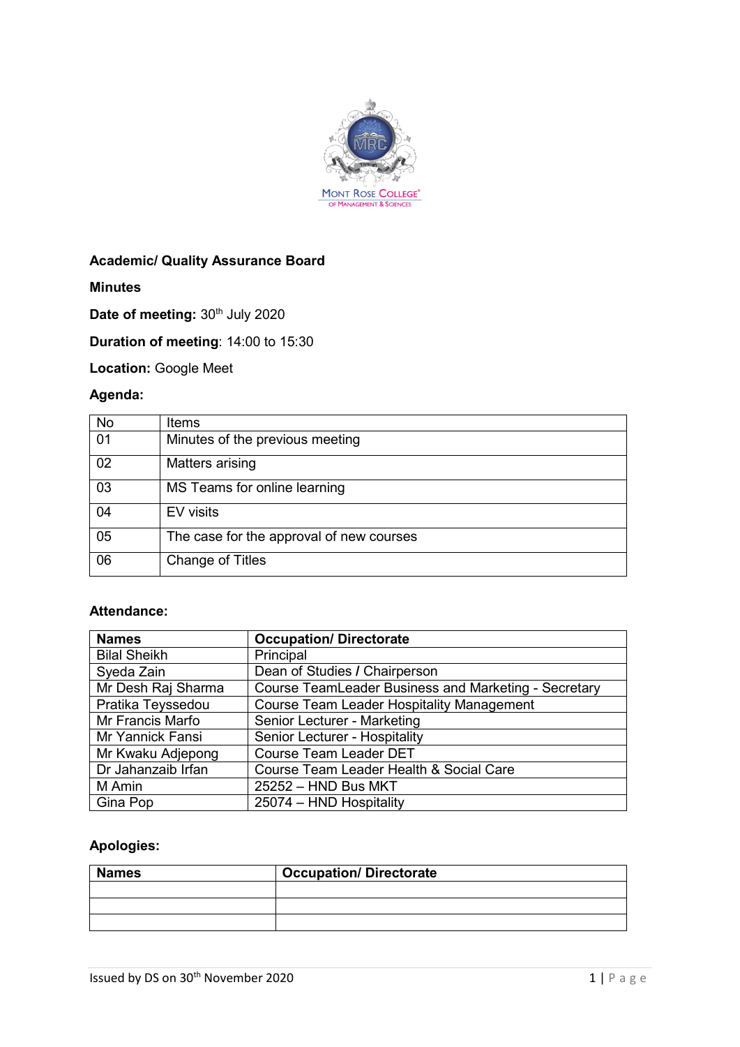Mont Rose College of Management & Sciences

**Academic/ Quality Assurance Board**

**Minutes**

**Date of meeting:** 30th July 2020

**Duration of meeting**: 14:00 to 15:30

**Location:** Google Meet

**Agenda:**

| No | Items |
|---|---|
| 01 | Minutes of the previous meeting |
| 02 | Matters arising |
| 03 | MS Teams for online learning |
| 04 | EV visits |
| 05 | The case for the approval of new courses |
| 06 | Change of Titles |

**Attendance:**

| **Names** | **Occupation/ Directorate** |
|---|---|
| Bilal Sheikh | Principal |
| Syeda Zain | Dean of Studies / Chairperson |
| Mr Desh Raj Sharma | Course TeamLeader Business and Marketing - Secretary |
| Pratika Teyssedou | Course Team Leader Hospitality Management |
| Mr Francis Marfo | Senior Lecturer - Marketing |
| Mr Yannick Fansi | Senior Lecturer - Hospitality |
| Mr Kwaku Adjepong | Course Team Leader DET |
| Dr Jahanzaib Irfan | Course Team Leader Health & Social Care |
| M Amin | 25252 – HND Bus MKT |
| Gina Pop | 25074 – HND Hospitality |

**Apologies:**

| **Names** | **Occupation/ Directorate** |
|---|---|
| | |
| | |
| | |

Issued by DS on 30th November 2020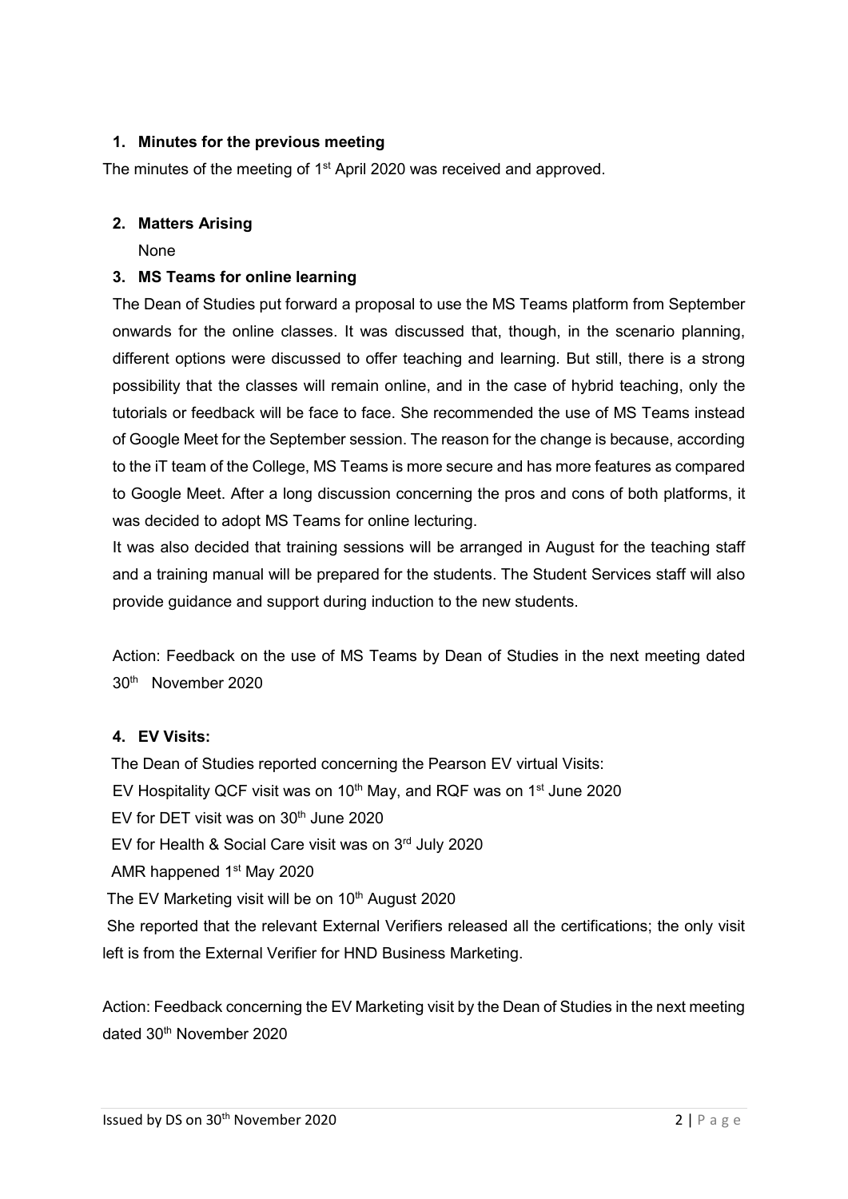1. **Minutes for the previous meeting**

The minutes of the meeting of 1st April 2020 was received and approved.

2. **Matters Arising**

   None

3. **MS Teams for online learning**

   The Dean of Studies put forward a proposal to use the MS Teams platform from September onwards for the online classes. It was discussed that, though, in the scenario planning, different options were discussed to offer teaching and learning. But still, there is a strong possibility that the classes will remain online, and in the case of hybrid teaching, only the tutorials or feedback will be face to face. She recommended the use of MS Teams instead of Google Meet for the September session. The reason for the change is because, according to the iT team of the College, MS Teams is more secure and has more features as compared to Google Meet. After a long discussion concerning the pros and cons of both platforms, it was decided to adopt MS Teams for online lecturing.

   It was also decided that training sessions will be arranged in August for the teaching staff and a training manual will be prepared for the students. The Student Services staff will also provide guidance and support during induction to the new students.

   Action: Feedback on the use of MS Teams by Dean of Studies in the next meeting dated 30th November 2020

4. **EV Visits:**

   The Dean of Studies reported concerning the Pearson EV virtual Visits:

   EV Hospitality QCF visit was on 10th May, and RQF was on 1st June 2020

   EV for DET visit was on 30th June 2020

   EV for Health & Social Care visit was on 3rd July 2020

   AMR happened 1st May 2020

   The EV Marketing visit will be on 10th August 2020

   She reported that the relevant External Verifiers released all the certifications; the only visit left is from the External Verifier for HND Business Marketing.

Action: Feedback concerning the EV Marketing visit by the Dean of Studies in the next meeting dated 30th November 2020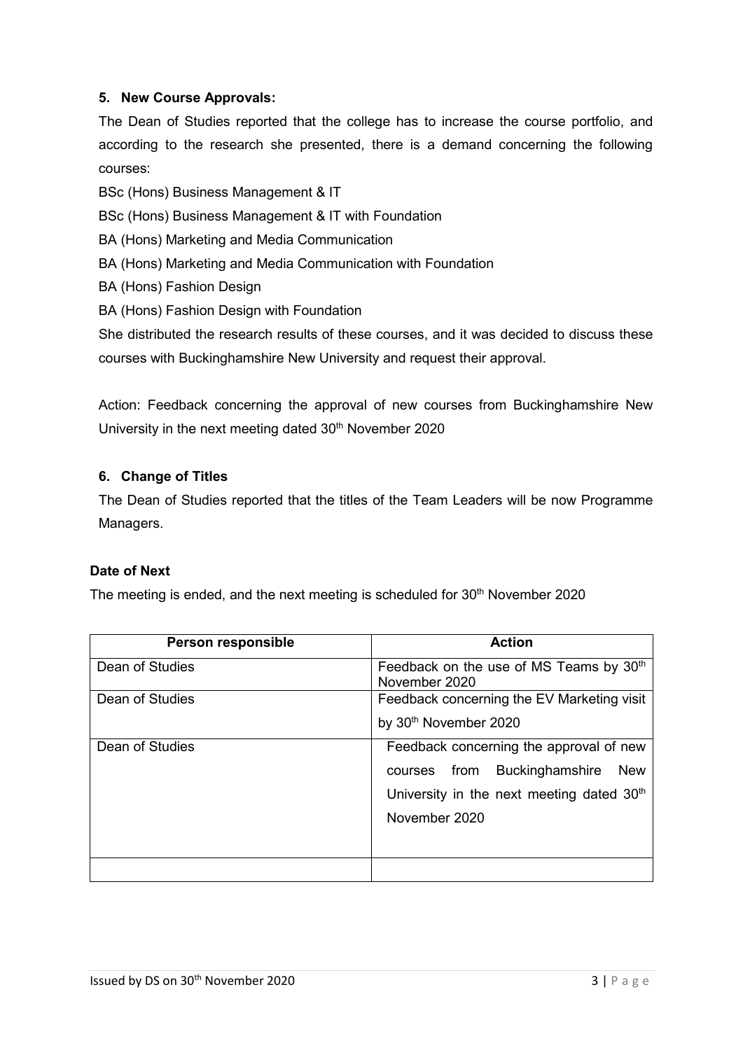### 5. New Course Approvals:

The Dean of Studies reported that the college has to increase the course portfolio, and according to the research she presented, there is a demand concerning the following courses:

BSc (Hons) Business Management & IT

BSc (Hons) Business Management & IT with Foundation

BA (Hons) Marketing and Media Communication

BA (Hons) Marketing and Media Communication with Foundation

BA (Hons) Fashion Design

BA (Hons) Fashion Design with Foundation

She distributed the research results of these courses, and it was decided to discuss these courses with Buckinghamshire New University and request their approval.

Action: Feedback concerning the approval of new courses from Buckinghamshire New University in the next meeting dated 30th November 2020

### 6. Change of Titles

The Dean of Studies reported that the titles of the Team Leaders will be now Programme Managers.

**Date of Next**

The meeting is ended, and the next meeting is scheduled for 30th November 2020

| Person responsible | Action |
|---|---|
| Dean of Studies | Feedback on the use of MS Teams by 30th November 2020 |
| Dean of Studies | Feedback concerning the EV Marketing visit by 30th November 2020 |
| Dean of Studies | Feedback concerning the approval of new courses from Buckinghamshire New University in the next meeting dated 30th November 2020 |
| | |